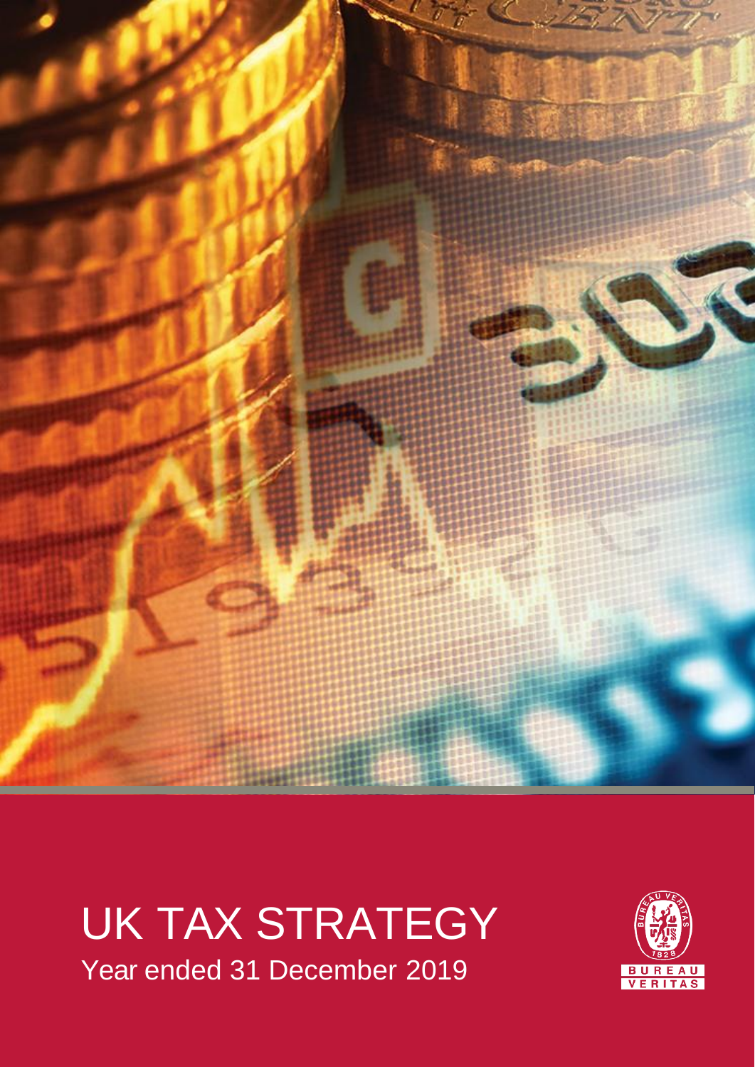# UK TAX STRATEGY

Year ended 31 December 2019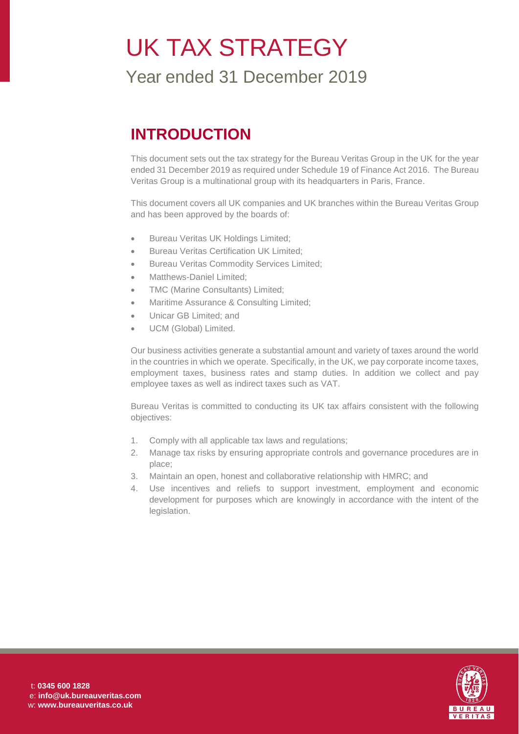# UK TAX STRATEGY

## Year ended 31 December 2019

## INTRODUCTION

This document sets out the tax strategy for the Bureau Veritas Group in the UK for the year ended 31 December 2019 as required under Schedule 19 of Finance Act 2016. The Bureau Veritas Group is a multinational group with its headquarters in Paris, France.

This document covers all UK companies and UK branches within the Bureau Veritas Group and has been approved by the boards of:

- Bureau Veritas UK Holdings Limited;
- Bureau Veritas Certification UK Limited;
- Bureau Veritas Commodity Services Limited;
- Matthews-Daniel Limited;
- TMC (Marine Consultants) Limited;
- Maritime Assurance & Consulting Limited;
- Unicar GB Limited; and
- UCM (Global) Limited.

Our business activities generate a substantial amount and variety of taxes around the world in the countries in which we operate. Specifically, in the UK, we pay corporate income taxes, employment taxes, business rates and stamp duties. In addition we collect and pay employee taxes as well as indirect taxes such as VAT.

Bureau Veritas is committed to conducting its UK tax affairs consistent with the following objectives:

1. Comply with all applicable tax laws and regulations;
2. Manage tax risks by ensuring appropriate controls and governance procedures are in place;
3. Maintain an open, honest and collaborative relationship with HMRC; and
4. Use incentives and reliefs to support investment, employment and economic development for purposes which are knowingly in accordance with the intent of the legislation.

t: **0345 600 1828**
e: **info@uk.bureauveritas.com**
w: **www.bureauveritas.co.uk**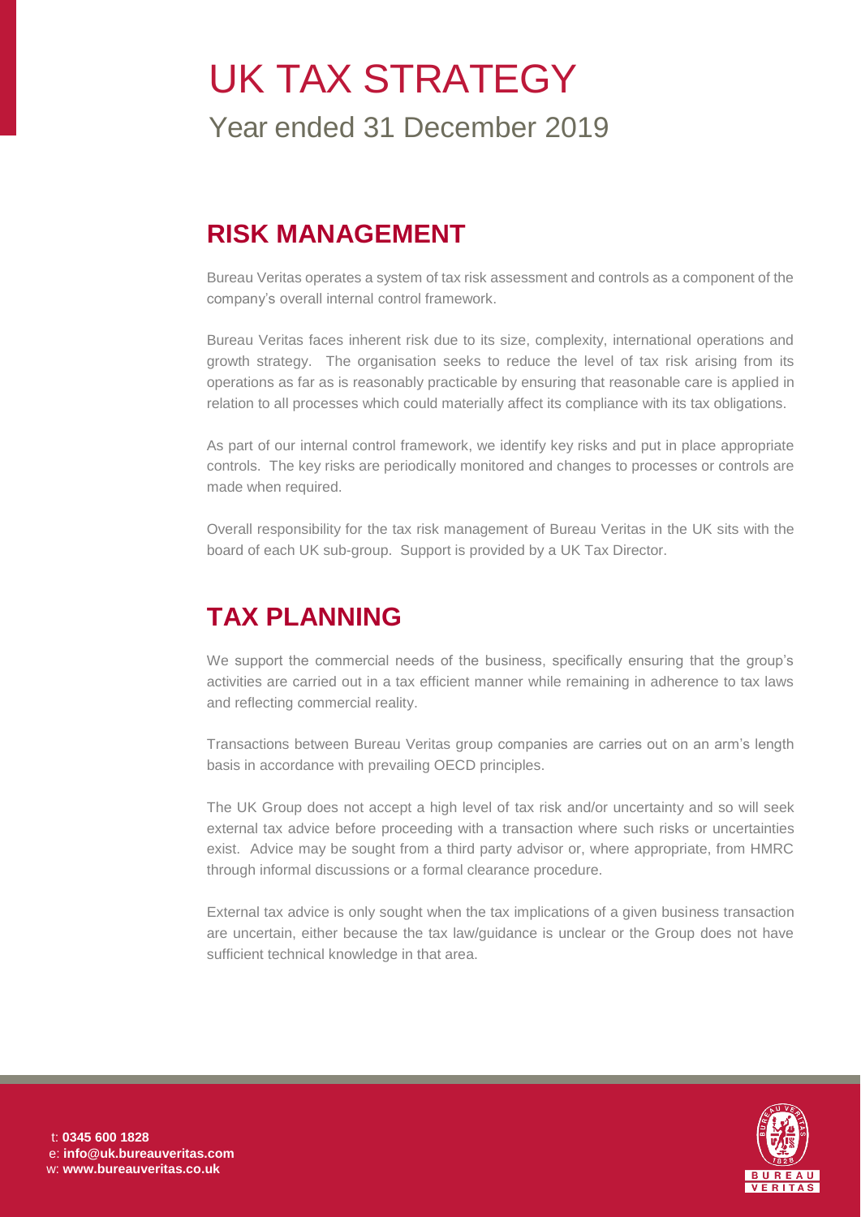# UK TAX STRATEGY

Year ended 31 December 2019

## RISK MANAGEMENT

Bureau Veritas operates a system of tax risk assessment and controls as a component of the company's overall internal control framework.

Bureau Veritas faces inherent risk due to its size, complexity, international operations and growth strategy. The organisation seeks to reduce the level of tax risk arising from its operations as far as is reasonably practicable by ensuring that reasonable care is applied in relation to all processes which could materially affect its compliance with its tax obligations.

As part of our internal control framework, we identify key risks and put in place appropriate controls. The key risks are periodically monitored and changes to processes or controls are made when required.

Overall responsibility for the tax risk management of Bureau Veritas in the UK sits with the board of each UK sub-group. Support is provided by a UK Tax Director.

## TAX PLANNING

We support the commercial needs of the business, specifically ensuring that the group's activities are carried out in a tax efficient manner while remaining in adherence to tax laws and reflecting commercial reality.

Transactions between Bureau Veritas group companies are carries out on an arm's length basis in accordance with prevailing OECD principles.

The UK Group does not accept a high level of tax risk and/or uncertainty and so will seek external tax advice before proceeding with a transaction where such risks or uncertainties exist. Advice may be sought from a third party advisor or, where appropriate, from HMRC through informal discussions or a formal clearance procedure.

External tax advice is only sought when the tax implications of a given business transaction are uncertain, either because the tax law/guidance is unclear or the Group does not have sufficient technical knowledge in that area.

t: **0345 600 1828**
e: **info@uk.bureauveritas.com**
w: **www.bureauveritas.co.uk**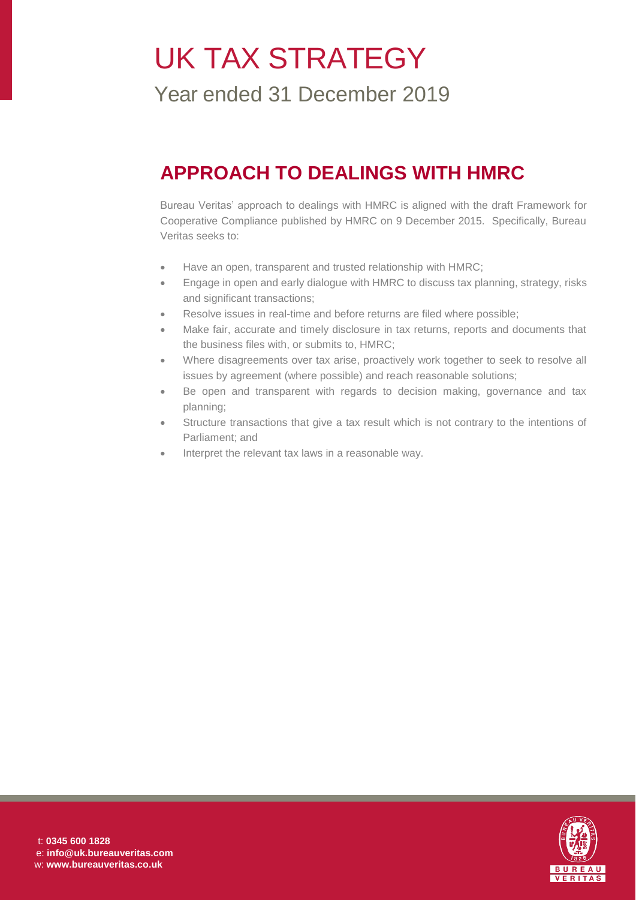# UK TAX STRATEGY

Year ended 31 December 2019

## APPROACH TO DEALINGS WITH HMRC

Bureau Veritas' approach to dealings with HMRC is aligned with the draft Framework for Cooperative Compliance published by HMRC on 9 December 2015. Specifically, Bureau Veritas seeks to:

- Have an open, transparent and trusted relationship with HMRC;
- Engage in open and early dialogue with HMRC to discuss tax planning, strategy, risks and significant transactions;
- Resolve issues in real-time and before returns are filed where possible;
- Make fair, accurate and timely disclosure in tax returns, reports and documents that the business files with, or submits to, HMRC;
- Where disagreements over tax arise, proactively work together to seek to resolve all issues by agreement (where possible) and reach reasonable solutions;
- Be open and transparent with regards to decision making, governance and tax planning;
- Structure transactions that give a tax result which is not contrary to the intentions of Parliament; and
- Interpret the relevant tax laws in a reasonable way.

t: **0345 600 1828**
e: **info@uk.bureauveritas.com**
w: **www.bureauveritas.co.uk**